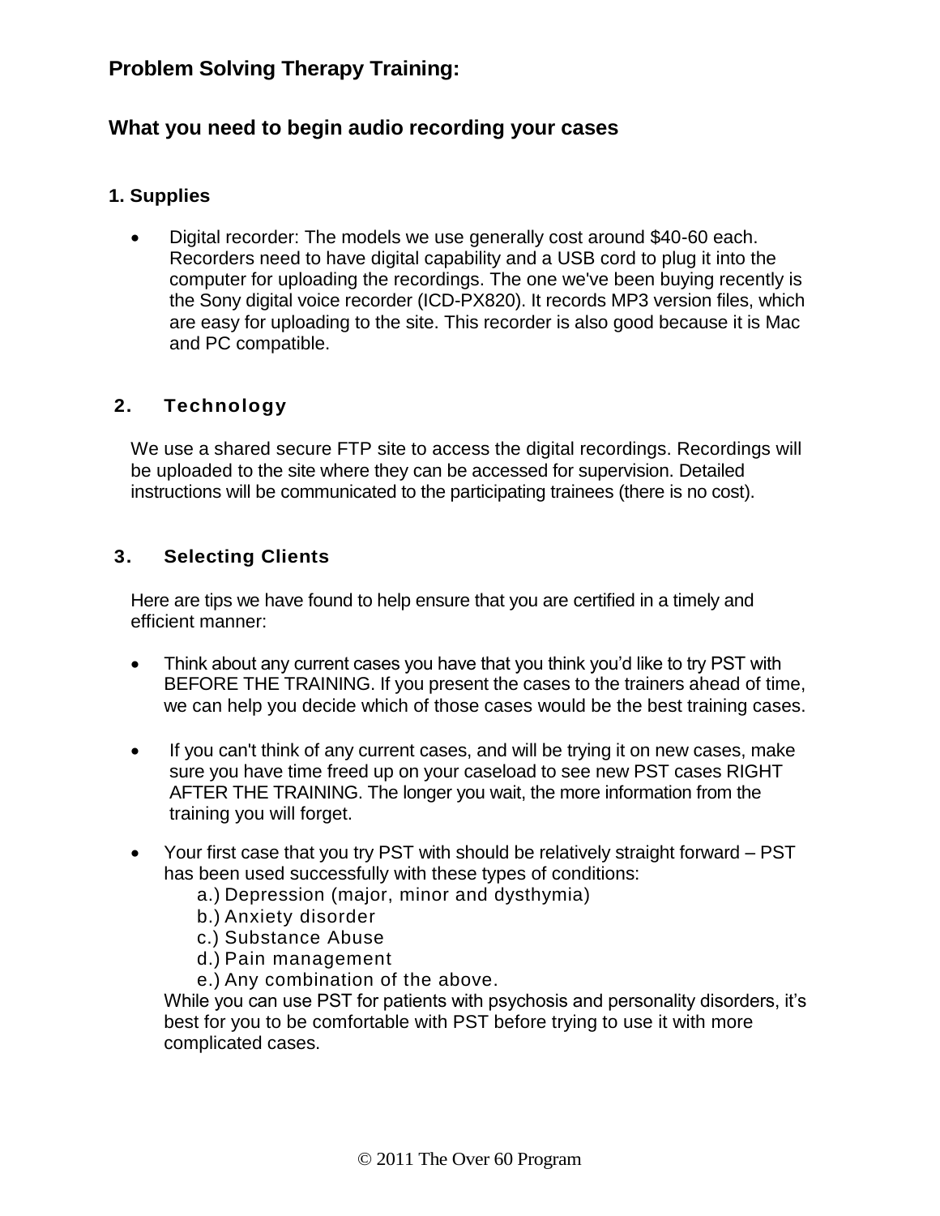# Problem Solving Therapy Training:

## What you need to begin audio recording your cases

### 1. Supplies

- Digital recorder: The models we use generally cost around $40-60 each. Recorders need to have digital capability and a USB cord to plug it into the computer for uploading the recordings. The one we've been buying recently is the Sony digital voice recorder (ICD-PX820). It records MP3 version files, which are easy for uploading to the site. This recorder is also good because it is Mac and PC compatible.

### 2. Technology

We use a shared secure FTP site to access the digital recordings. Recordings will be uploaded to the site where they can be accessed for supervision. Detailed instructions will be communicated to the participating trainees (there is no cost).

### 3. Selecting Clients

Here are tips we have found to help ensure that you are certified in a timely and efficient manner:

- Think about any current cases you have that you think you'd like to try PST with BEFORE THE TRAINING. If you present the cases to the trainers ahead of time, we can help you decide which of those cases would be the best training cases.

- If you can't think of any current cases, and will be trying it on new cases, make sure you have time freed up on your caseload to see new PST cases RIGHT AFTER THE TRAINING. The longer you wait, the more information from the training you will forget.

- Your first case that you try PST with should be relatively straight forward – PST has been used successfully with these types of conditions:
  - a.) Depression (major, minor and dysthymia)
  - b.) Anxiety disorder
  - c.) Substance Abuse
  - d.) Pain management
  - e.) Any combination of the above.

  While you can use PST for patients with psychosis and personality disorders, it's best for you to be comfortable with PST before trying to use it with more complicated cases.

© 2011 The Over 60 Program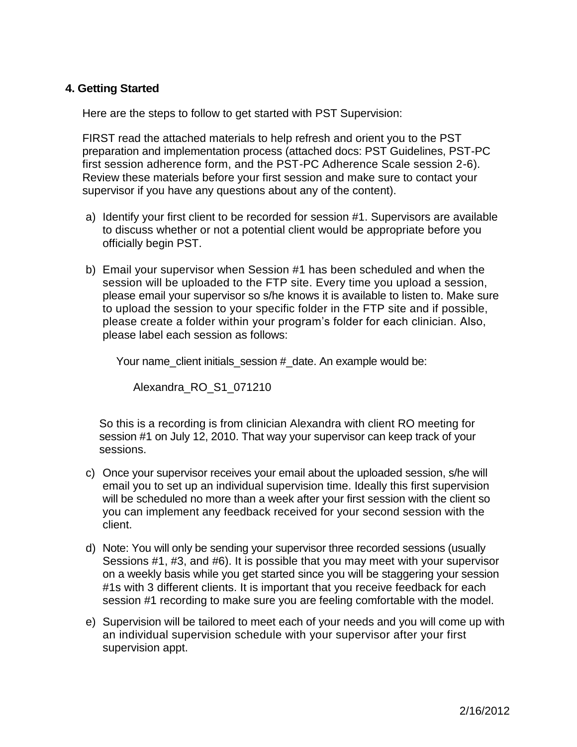## 4. Getting Started

Here are the steps to follow to get started with PST Supervision:

FIRST read the attached materials to help refresh and orient you to the PST preparation and implementation process (attached docs: PST Guidelines, PST-PC first session adherence form, and the PST-PC Adherence Scale session 2-6). Review these materials before your first session and make sure to contact your supervisor if you have any questions about any of the content).

a) Identify your first client to be recorded for session #1. Supervisors are available to discuss whether or not a potential client would be appropriate before you officially begin PST.

b) Email your supervisor when Session #1 has been scheduled and when the session will be uploaded to the FTP site. Every time you upload a session, please email your supervisor so s/he knows it is available to listen to. Make sure to upload the session to your specific folder in the FTP site and if possible, please create a folder within your program's folder for each clinician. Also, please label each session as follows:

   Your name_client initials_session #_date. An example would be:

   Alexandra_RO_S1_071210

   So this is a recording is from clinician Alexandra with client RO meeting for session #1 on July 12, 2010. That way your supervisor can keep track of your sessions.

c) Once your supervisor receives your email about the uploaded session, s/he will email you to set up an individual supervision time. Ideally this first supervision will be scheduled no more than a week after your first session with the client so you can implement any feedback received for your second session with the client.

d) Note: You will only be sending your supervisor three recorded sessions (usually Sessions #1, #3, and #6). It is possible that you may meet with your supervisor on a weekly basis while you get started since you will be staggering your session #1s with 3 different clients. It is important that you receive feedback for each session #1 recording to make sure you are feeling comfortable with the model.

e) Supervision will be tailored to meet each of your needs and you will come up with an individual supervision schedule with your supervisor after your first supervision appt.

2/16/2012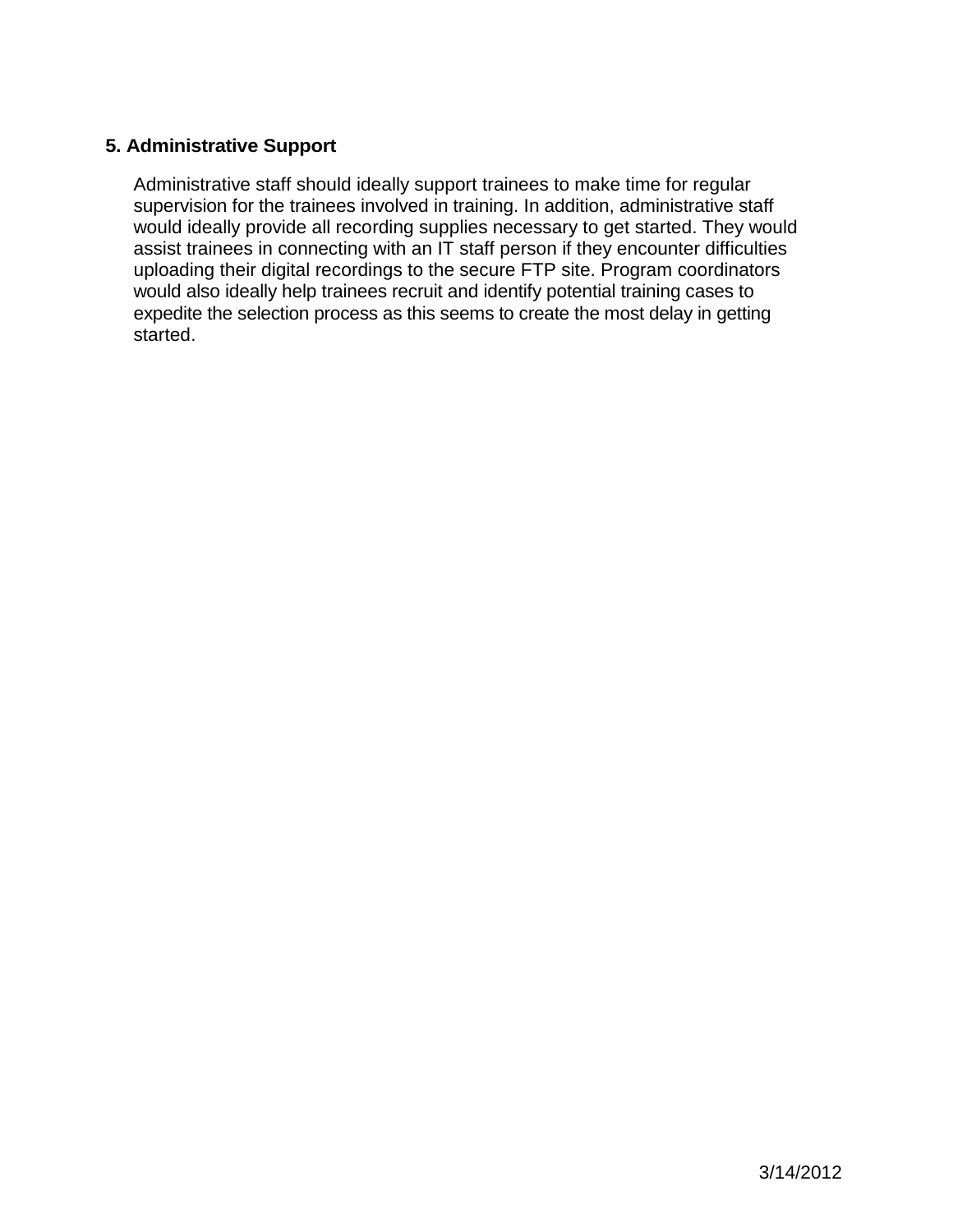## 5. Administrative Support

Administrative staff should ideally support trainees to make time for regular supervision for the trainees involved in training. In addition, administrative staff would ideally provide all recording supplies necessary to get started. They would assist trainees in connecting with an IT staff person if they encounter difficulties uploading their digital recordings to the secure FTP site. Program coordinators would also ideally help trainees recruit and identify potential training cases to expedite the selection process as this seems to create the most delay in getting started.